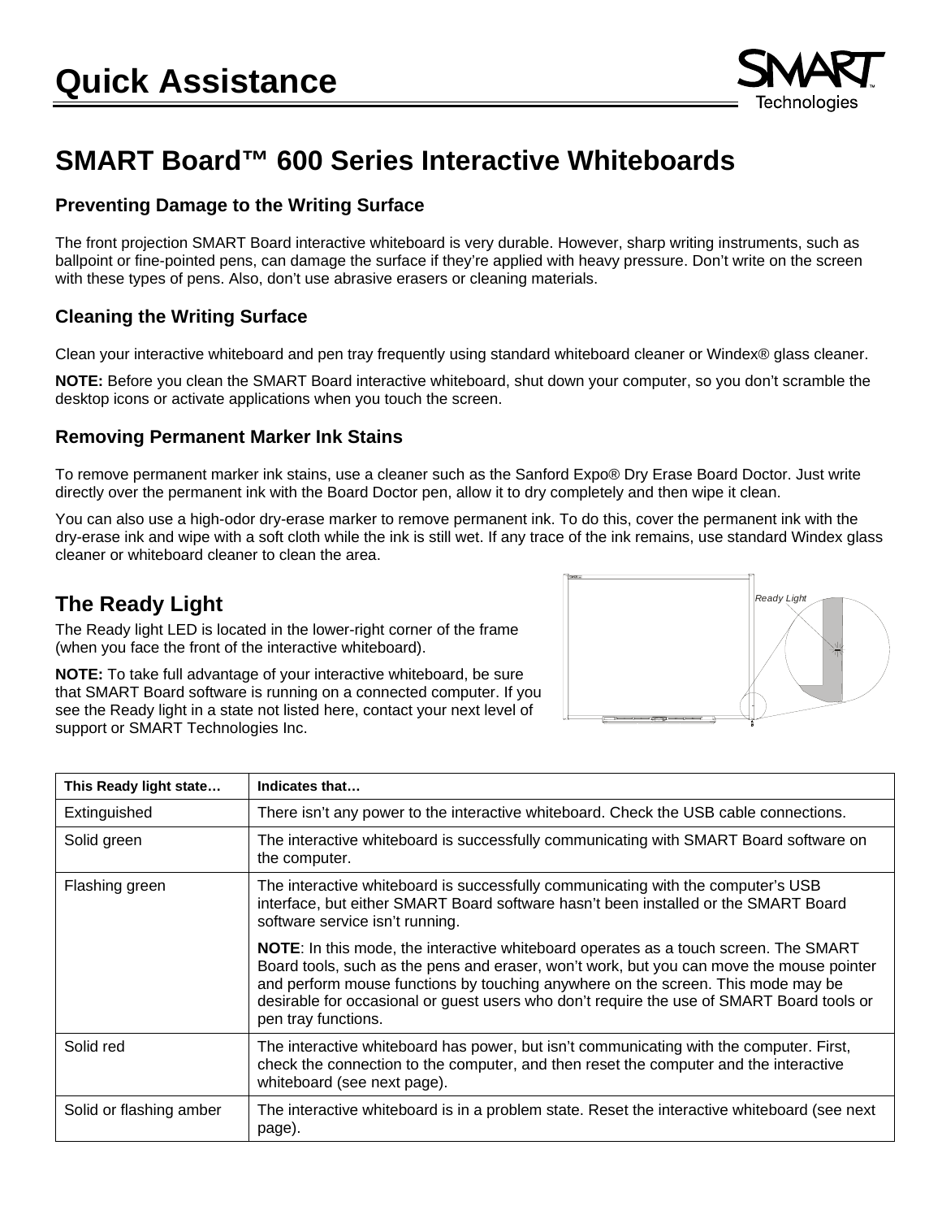# Quick Assistance

## SMART Board™ 600 Series Interactive Whiteboards

### Preventing Damage to the Writing Surface

The front projection SMART Board interactive whiteboard is very durable. However, sharp writing instruments, such as ballpoint or fine-pointed pens, can damage the surface if they're applied with heavy pressure. Don't write on the screen with these types of pens. Also, don't use abrasive erasers or cleaning materials.

### Cleaning the Writing Surface

Clean your interactive whiteboard and pen tray frequently using standard whiteboard cleaner or Windex® glass cleaner.

**NOTE:** Before you clean the SMART Board interactive whiteboard, shut down your computer, so you don't scramble the desktop icons or activate applications when you touch the screen.

### Removing Permanent Marker Ink Stains

To remove permanent marker ink stains, use a cleaner such as the Sanford Expo® Dry Erase Board Doctor. Just write directly over the permanent ink with the Board Doctor pen, allow it to dry completely and then wipe it clean.

You can also use a high-odor dry-erase marker to remove permanent ink. To do this, cover the permanent ink with the dry-erase ink and wipe with a soft cloth while the ink is still wet. If any trace of the ink remains, use standard Windex glass cleaner or whiteboard cleaner to clean the area.

## The Ready Light

The Ready light LED is located in the lower-right corner of the frame (when you face the front of the interactive whiteboard).

**NOTE:** To take full advantage of your interactive whiteboard, be sure that SMART Board software is running on a connected computer. If you see the Ready light in a state not listed here, contact your next level of support or SMART Technologies Inc.

*Ready Light*

| This Ready light state… | Indicates that… |
|---|---|
| Extinguished | There isn't any power to the interactive whiteboard. Check the USB cable connections. |
| Solid green | The interactive whiteboard is successfully communicating with SMART Board software on the computer. |
| Flashing green | The interactive whiteboard is successfully communicating with the computer's USB interface, but either SMART Board software hasn't been installed or the SMART Board software service isn't running.<br><br>**NOTE**: In this mode, the interactive whiteboard operates as a touch screen. The SMART Board tools, such as the pens and eraser, won't work, but you can move the mouse pointer and perform mouse functions by touching anywhere on the screen. This mode may be desirable for occasional or guest users who don't require the use of SMART Board tools or pen tray functions. |
| Solid red | The interactive whiteboard has power, but isn't communicating with the computer. First, check the connection to the computer, and then reset the computer and the interactive whiteboard (see next page). |
| Solid or flashing amber | The interactive whiteboard is in a problem state. Reset the interactive whiteboard (see next page). |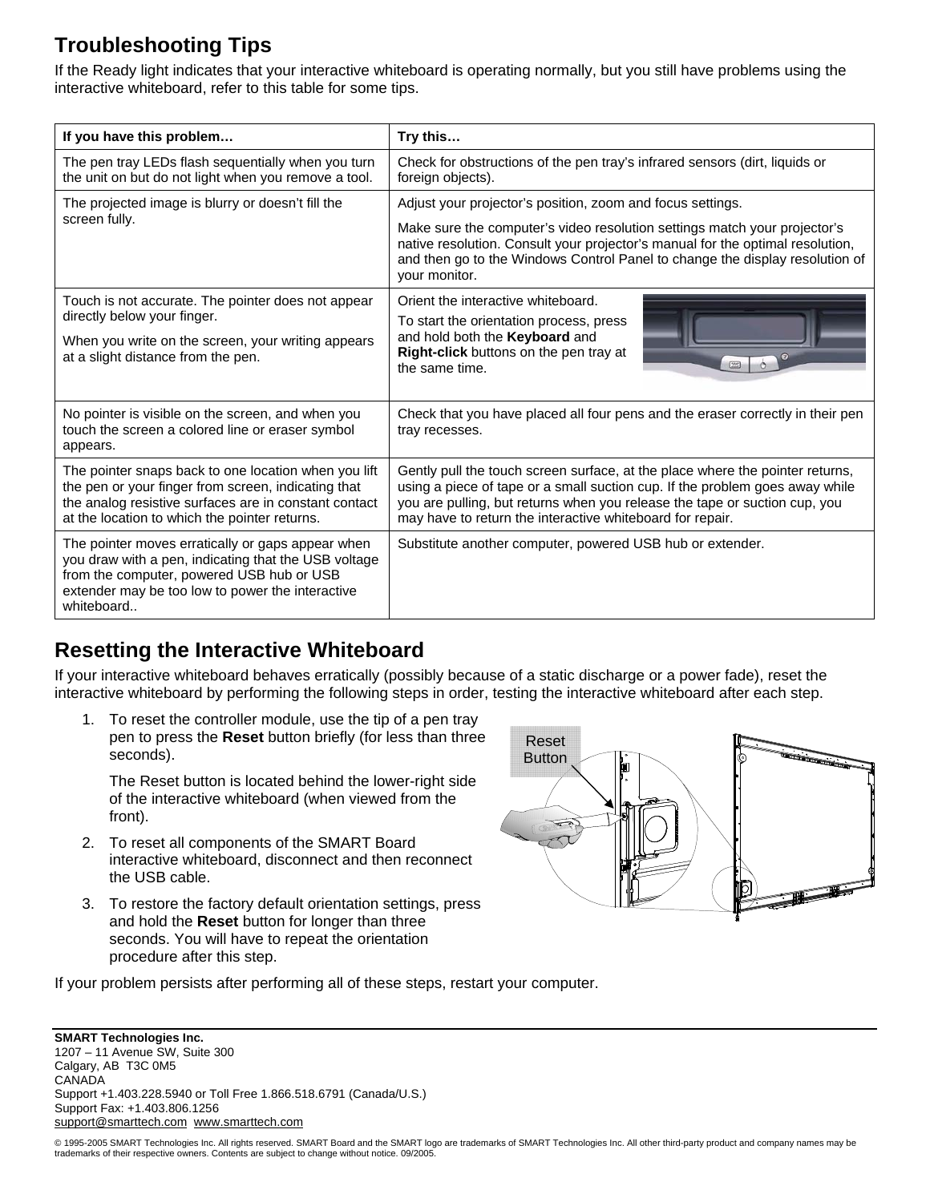## Troubleshooting Tips

If the Ready light indicates that your interactive whiteboard is operating normally, but you still have problems using the interactive whiteboard, refer to this table for some tips.

| If you have this problem… | Try this… |
|---|---|
| The pen tray LEDs flash sequentially when you turn the unit on but do not light when you remove a tool. | Check for obstructions of the pen tray's infrared sensors (dirt, liquids or foreign objects). |
| The projected image is blurry or doesn't fill the screen fully. | Adjust your projector's position, zoom and focus settings.<br><br>Make sure the computer's video resolution settings match your projector's native resolution. Consult your projector's manual for the optimal resolution, and then go to the Windows Control Panel to change the display resolution of your monitor. |
| Touch is not accurate. The pointer does not appear directly below your finger.<br><br>When you write on the screen, your writing appears at a slight distance from the pen. | Orient the interactive whiteboard.<br><br>To start the orientation process, press and hold both the **Keyboard** and **Right-click** buttons on the pen tray at the same time. |
| No pointer is visible on the screen, and when you touch the screen a colored line or eraser symbol appears. | Check that you have placed all four pens and the eraser correctly in their pen tray recesses. |
| The pointer snaps back to one location when you lift the pen or your finger from screen, indicating that the analog resistive surfaces are in constant contact at the location to which the pointer returns. | Gently pull the touch screen surface, at the place where the pointer returns, using a piece of tape or a small suction cup. If the problem goes away while you are pulling, but returns when you release the tape or suction cup, you may have to return the interactive whiteboard for repair. |
| The pointer moves erratically or gaps appear when you draw with a pen, indicating that the USB voltage from the computer, powered USB hub or USB extender may be too low to power the interactive whiteboard.. | Substitute another computer, powered USB hub or extender. |

## Resetting the Interactive Whiteboard

If your interactive whiteboard behaves erratically (possibly because of a static discharge or a power fade), reset the interactive whiteboard by performing the following steps in order, testing the interactive whiteboard after each step.

1. To reset the controller module, use the tip of a pen tray pen to press the **Reset** button briefly (for less than three seconds).

   The Reset button is located behind the lower-right side of the interactive whiteboard (when viewed from the front).

2. To reset all components of the SMART Board interactive whiteboard, disconnect and then reconnect the USB cable.

3. To restore the factory default orientation settings, press and hold the **Reset** button for longer than three seconds. You will have to repeat the orientation procedure after this step.

Reset Button

If your problem persists after performing all of these steps, restart your computer.

**SMART Technologies Inc.**
1207 – 11 Avenue SW, Suite 300
Calgary, AB T3C 0M5
CANADA
Support +1.403.228.5940 or Toll Free 1.866.518.6791 (Canada/U.S.)
Support Fax: +1.403.806.1256
support@smarttech.com www.smarttech.com

© 1995-2005 SMART Technologies Inc. All rights reserved. SMART Board and the SMART logo are trademarks of SMART Technologies Inc. All other third-party product and company names may be trademarks of their respective owners. Contents are subject to change without notice. 09/2005.